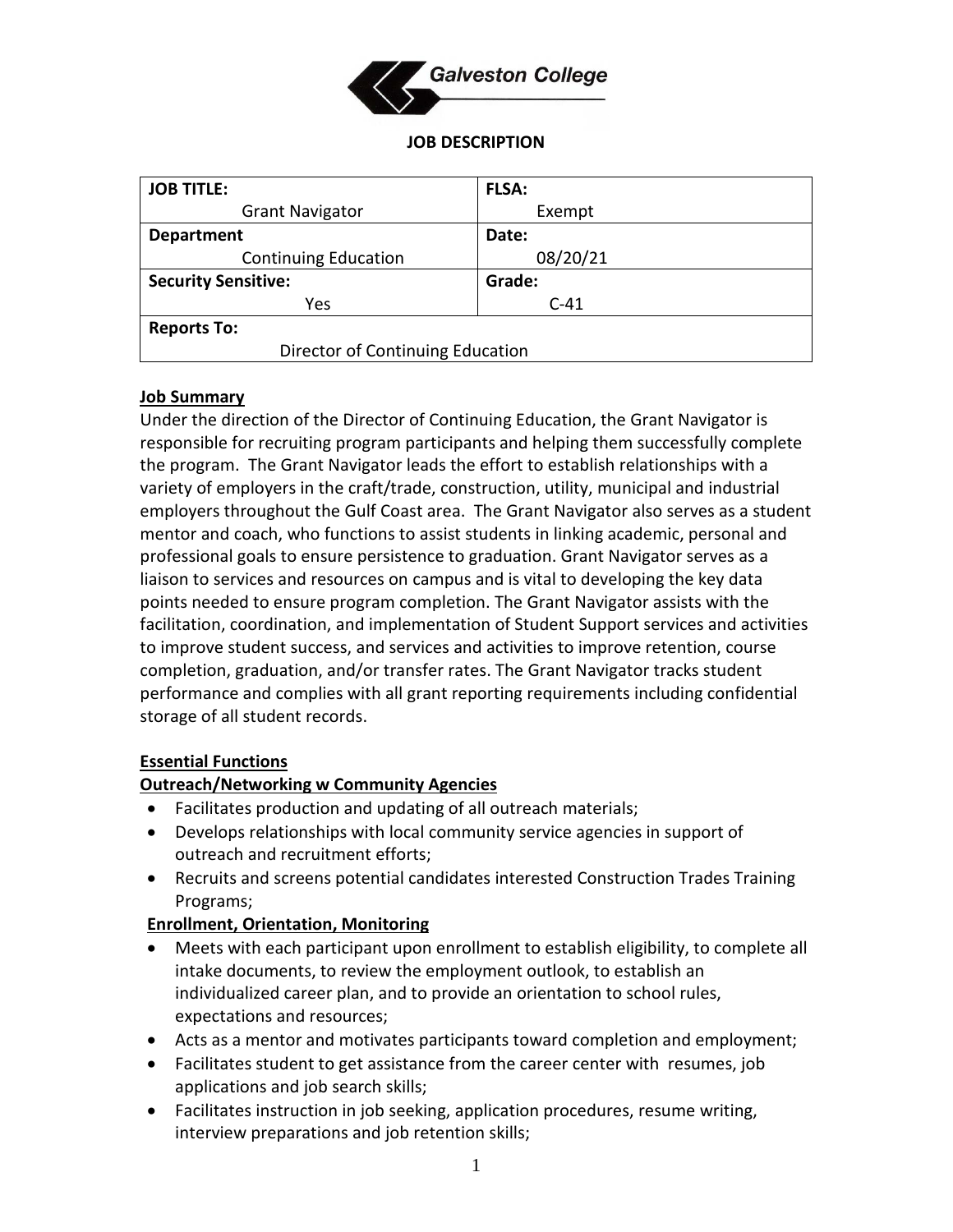Galveston College

**JOB DESCRIPTION**

| JOB TITLE: Grant Navigator | FLSA: Exempt |
|---|---|
| **Department** Continuing Education | **Date:** 08/20/21 |
| **Security Sensitive:** Yes | **Grade:** C-41 |
| **Reports To:** Director of Continuing Education | |

**Job Summary**

Under the direction of the Director of Continuing Education, the Grant Navigator is responsible for recruiting program participants and helping them successfully complete the program. The Grant Navigator leads the effort to establish relationships with a variety of employers in the craft/trade, construction, utility, municipal and industrial employers throughout the Gulf Coast area. The Grant Navigator also serves as a student mentor and coach, who functions to assist students in linking academic, personal and professional goals to ensure persistence to graduation. Grant Navigator serves as a liaison to services and resources on campus and is vital to developing the key data points needed to ensure program completion. The Grant Navigator assists with the facilitation, coordination, and implementation of Student Support services and activities to improve student success, and services and activities to improve retention, course completion, graduation, and/or transfer rates. The Grant Navigator tracks student performance and complies with all grant reporting requirements including confidential storage of all student records.

**Essential Functions**

**Outreach/Networking w Community Agencies**

- Facilitates production and updating of all outreach materials;
- Develops relationships with local community service agencies in support of outreach and recruitment efforts;
- Recruits and screens potential candidates interested Construction Trades Training Programs;

**Enrollment, Orientation, Monitoring**

- Meets with each participant upon enrollment to establish eligibility, to complete all intake documents, to review the employment outlook, to establish an individualized career plan, and to provide an orientation to school rules, expectations and resources;
- Acts as a mentor and motivates participants toward completion and employment;
- Facilitates student to get assistance from the career center with resumes, job applications and job search skills;
- Facilitates instruction in job seeking, application procedures, resume writing, interview preparations and job retention skills;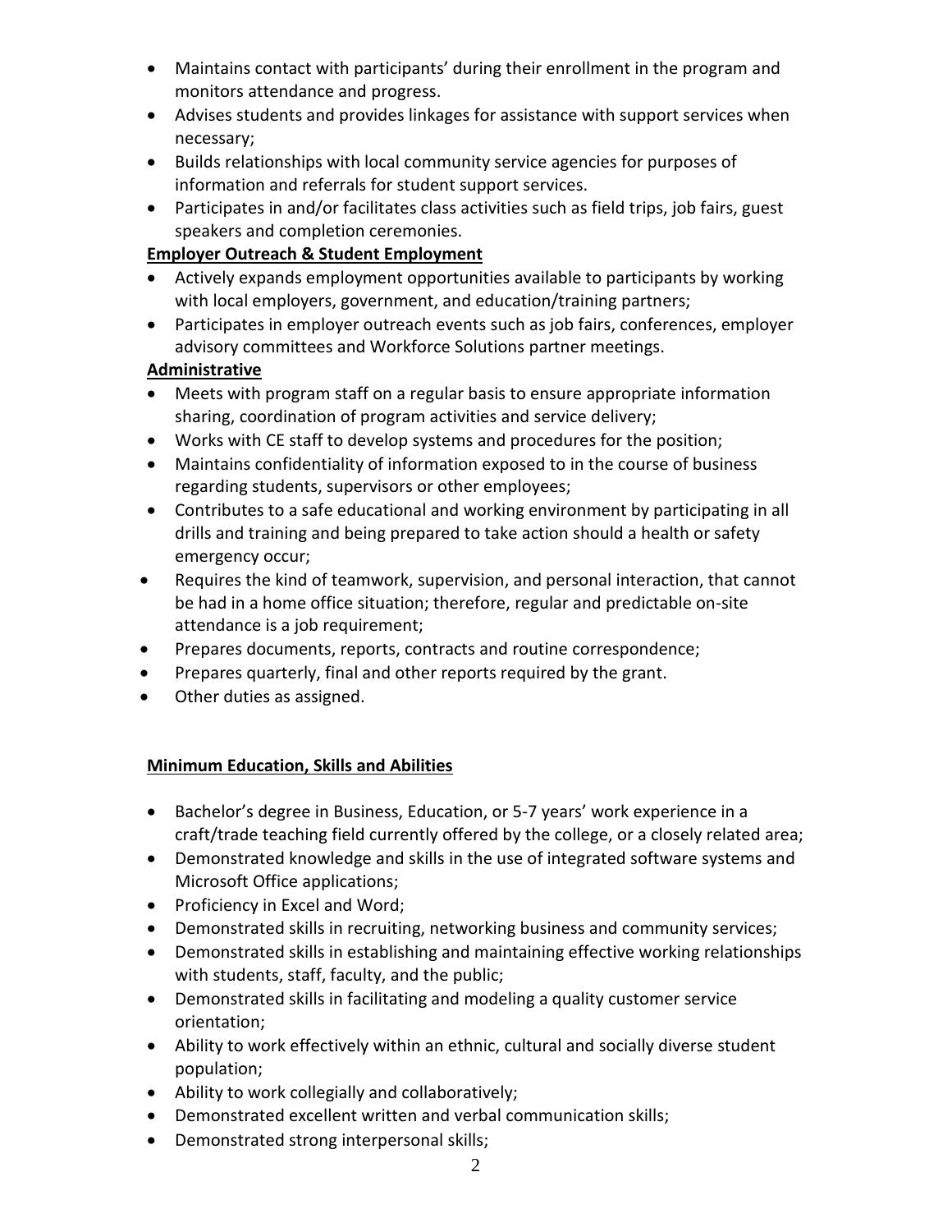- Maintains contact with participants' during their enrollment in the program and monitors attendance and progress.
- Advises students and provides linkages for assistance with support services when necessary;
- Builds relationships with local community service agencies for purposes of information and referrals for student support services.
- Participates in and/or facilitates class activities such as field trips, job fairs, guest speakers and completion ceremonies.

**Employer Outreach & Student Employment**

- Actively expands employment opportunities available to participants by working with local employers, government, and education/training partners;
- Participates in employer outreach events such as job fairs, conferences, employer advisory committees and Workforce Solutions partner meetings.

**Administrative**

- Meets with program staff on a regular basis to ensure appropriate information sharing, coordination of program activities and service delivery;
- Works with CE staff to develop systems and procedures for the position;
- Maintains confidentiality of information exposed to in the course of business regarding students, supervisors or other employees;
- Contributes to a safe educational and working environment by participating in all drills and training and being prepared to take action should a health or safety emergency occur;
- Requires the kind of teamwork, supervision, and personal interaction, that cannot be had in a home office situation; therefore, regular and predictable on-site attendance is a job requirement;
- Prepares documents, reports, contracts and routine correspondence;
- Prepares quarterly, final and other reports required by the grant.
- Other duties as assigned.

**Minimum Education, Skills and Abilities**

- Bachelor's degree in Business, Education, or 5-7 years' work experience in a craft/trade teaching field currently offered by the college, or a closely related area;
- Demonstrated knowledge and skills in the use of integrated software systems and Microsoft Office applications;
- Proficiency in Excel and Word;
- Demonstrated skills in recruiting, networking business and community services;
- Demonstrated skills in establishing and maintaining effective working relationships with students, staff, faculty, and the public;
- Demonstrated skills in facilitating and modeling a quality customer service orientation;
- Ability to work effectively within an ethnic, cultural and socially diverse student population;
- Ability to work collegially and collaboratively;
- Demonstrated excellent written and verbal communication skills;
- Demonstrated strong interpersonal skills;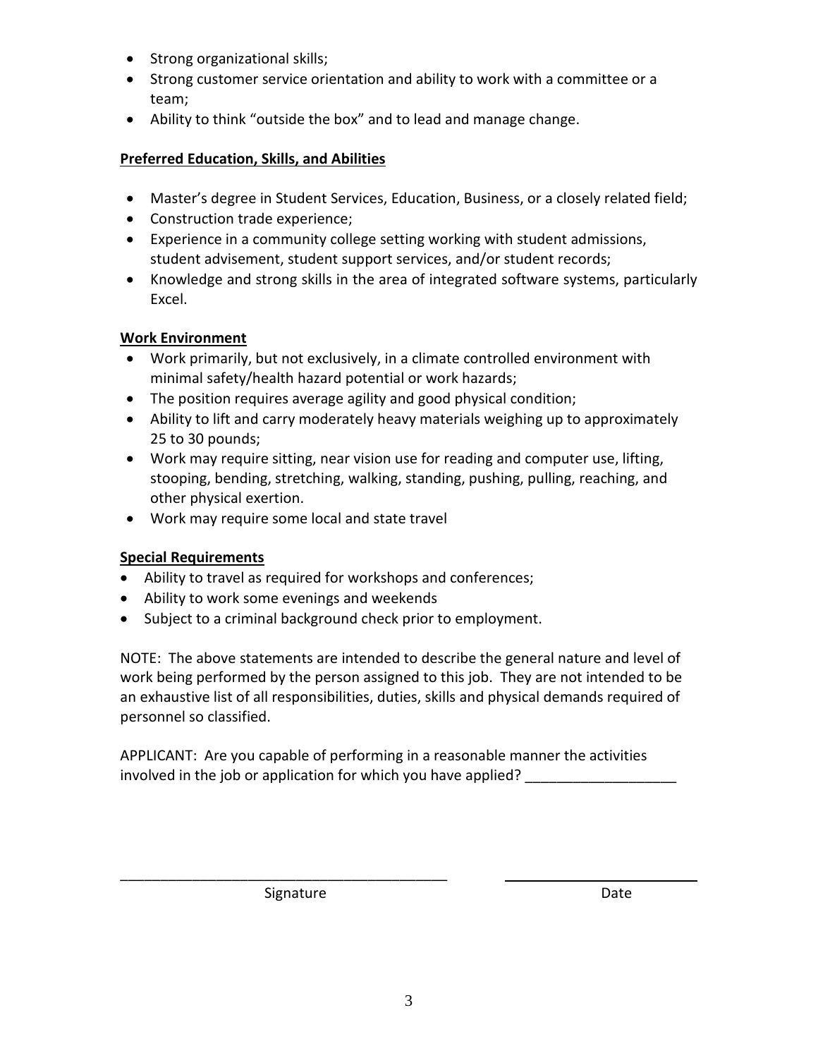- Strong organizational skills;
- Strong customer service orientation and ability to work with a committee or a team;
- Ability to think "outside the box" and to lead and manage change.

**Preferred Education, Skills, and Abilities**

- Master's degree in Student Services, Education, Business, or a closely related field;
- Construction trade experience;
- Experience in a community college setting working with student admissions, student advisement, student support services, and/or student records;
- Knowledge and strong skills in the area of integrated software systems, particularly Excel.

**Work Environment**

- Work primarily, but not exclusively, in a climate controlled environment with minimal safety/health hazard potential or work hazards;
- The position requires average agility and good physical condition;
- Ability to lift and carry moderately heavy materials weighing up to approximately 25 to 30 pounds;
- Work may require sitting, near vision use for reading and computer use, lifting, stooping, bending, stretching, walking, standing, pushing, pulling, reaching, and other physical exertion.
- Work may require some local and state travel

**Special Requirements**

- Ability to travel as required for workshops and conferences;
- Ability to work some evenings and weekends
- Subject to a criminal background check prior to employment.

NOTE: The above statements are intended to describe the general nature and level of work being performed by the person assigned to this job. They are not intended to be an exhaustive list of all responsibilities, duties, skills and physical demands required of personnel so classified.

APPLICANT: Are you capable of performing in a reasonable manner the activities involved in the job or application for which you have applied? ___________________

__________________________________________ ________________________

Signature Date